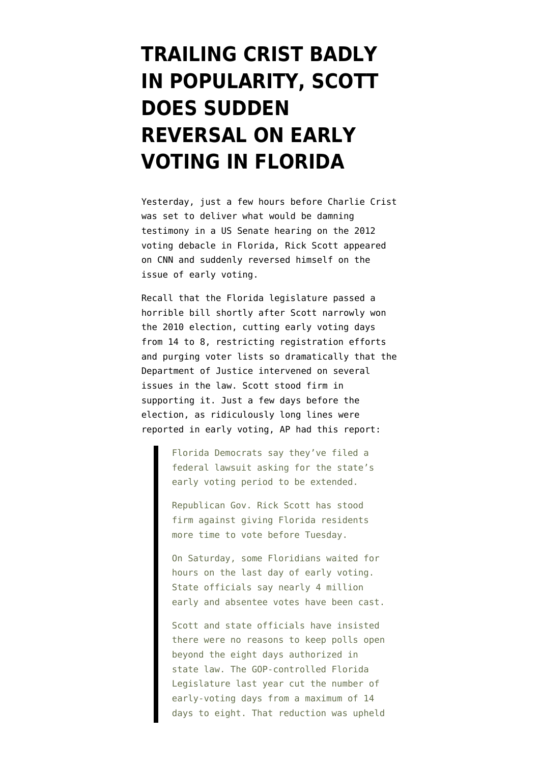# TRAILING CRIST BADLY IN POPULARITY, SCOTT DOES SUDDEN REVERSAL ON EARLY VOTING IN FLORIDA

Yesterday, just a few hours before Charlie Crist was set to deliver what would be damning testimony in a US Senate hearing on the 2012 voting debacle in Florida, Rick Scott appeared on CNN and suddenly reversed himself on the issue of early voting.

Recall that the Florida legislature passed a horrible bill shortly after Scott narrowly won the 2010 election, cutting early voting days from 14 to 8, restricting registration efforts and purging voter lists so dramatically that the Department of Justice intervened on several issues in the law. Scott stood firm in supporting it. Just a few days before the election, as ridiculously long lines were reported in early voting, AP had this report:

> Florida Democrats say they've filed a federal lawsuit asking for the state's early voting period to be extended.
>
> Republican Gov. Rick Scott has stood firm against giving Florida residents more time to vote before Tuesday.
>
> On Saturday, some Floridians waited for hours on the last day of early voting. State officials say nearly 4 million early and absentee votes have been cast.
>
> Scott and state officials have insisted there were no reasons to keep polls open beyond the eight days authorized in state law. The GOP-controlled Florida Legislature last year cut the number of early-voting days from a maximum of 14 days to eight. That reduction was upheld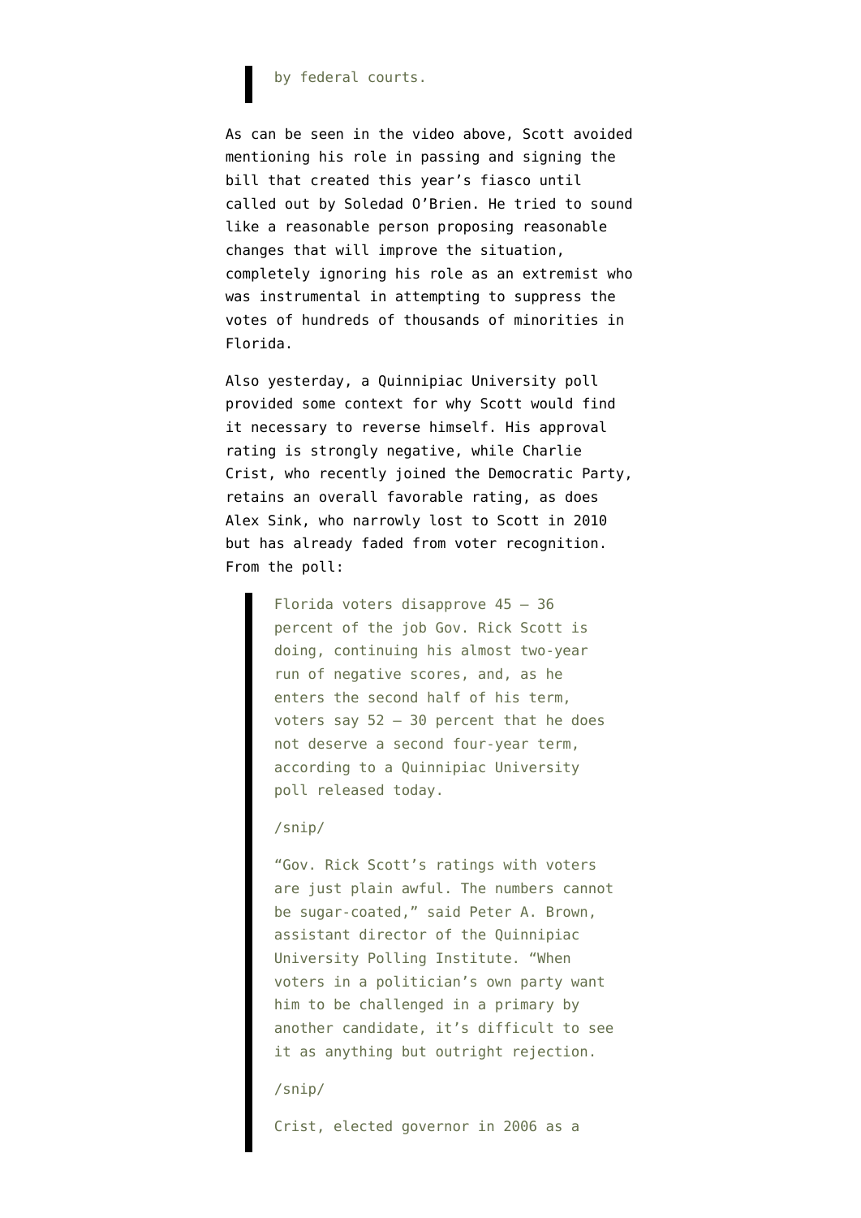> by federal courts.

As can be seen in the video above, Scott avoided mentioning his role in passing and signing the bill that created this year's fiasco until called out by Soledad O'Brien. He tried to sound like a reasonable person proposing reasonable changes that will improve the situation, completely ignoring his role as an extremist who was instrumental in attempting to suppress the votes of hundreds of thousands of minorities in Florida.

Also yesterday, a Quinnipiac University poll provided some context for why Scott would find it necessary to reverse himself. His approval rating is strongly negative, while Charlie Crist, who recently joined the Democratic Party, retains an overall favorable rating, as does Alex Sink, who narrowly lost to Scott in 2010 but has already faded from voter recognition. From the poll:

> Florida voters disapprove 45 – 36 percent of the job Gov. Rick Scott is doing, continuing his almost two-year run of negative scores, and, as he enters the second half of his term, voters say 52 – 30 percent that he does not deserve a second four-year term, according to a Quinnipiac University poll released today.
>
> /snip/
>
> "Gov. Rick Scott's ratings with voters are just plain awful. The numbers cannot be sugar-coated," said Peter A. Brown, assistant director of the Quinnipiac University Polling Institute. "When voters in a politician's own party want him to be challenged in a primary by another candidate, it's difficult to see it as anything but outright rejection.
>
> /snip/
>
> Crist, elected governor in 2006 as a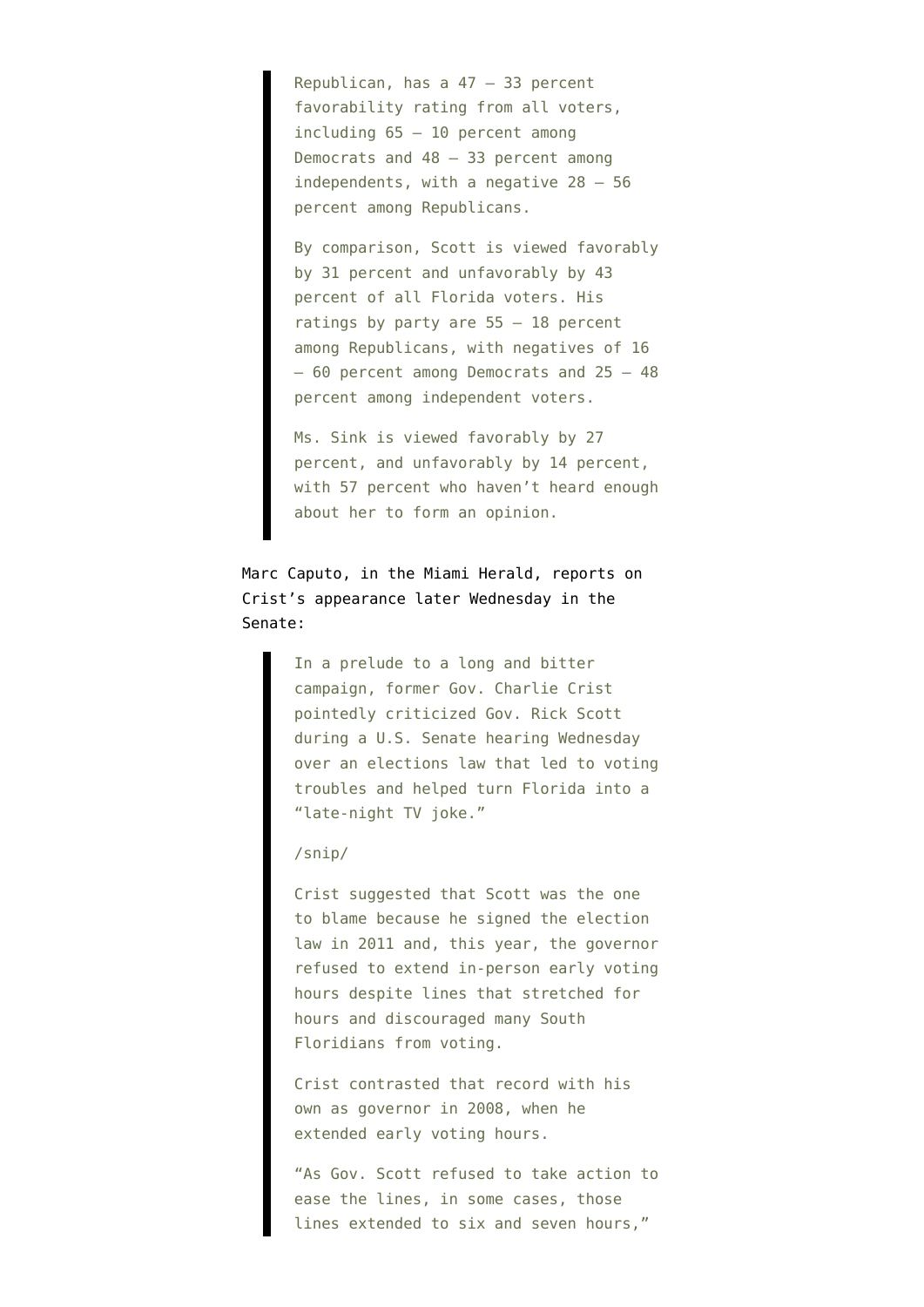> Republican, has a 47 – 33 percent favorability rating from all voters, including 65 – 10 percent among Democrats and 48 – 33 percent among independents, with a negative 28 – 56 percent among Republicans.
>
> By comparison, Scott is viewed favorably by 31 percent and unfavorably by 43 percent of all Florida voters. His ratings by party are 55 – 18 percent among Republicans, with negatives of 16 – 60 percent among Democrats and 25 – 48 percent among independent voters.
>
> Ms. Sink is viewed favorably by 27 percent, and unfavorably by 14 percent, with 57 percent who haven't heard enough about her to form an opinion.

Marc Caputo, in the Miami Herald, reports on Crist's appearance later Wednesday in the Senate:

> In a prelude to a long and bitter campaign, former Gov. Charlie Crist pointedly criticized Gov. Rick Scott during a U.S. Senate hearing Wednesday over an elections law that led to voting troubles and helped turn Florida into a "late-night TV joke."
>
> /snip/
>
> Crist suggested that Scott was the one to blame because he signed the election law in 2011 and, this year, the governor refused to extend in-person early voting hours despite lines that stretched for hours and discouraged many South Floridians from voting.
>
> Crist contrasted that record with his own as governor in 2008, when he extended early voting hours.
>
> "As Gov. Scott refused to take action to ease the lines, in some cases, those lines extended to six and seven hours,"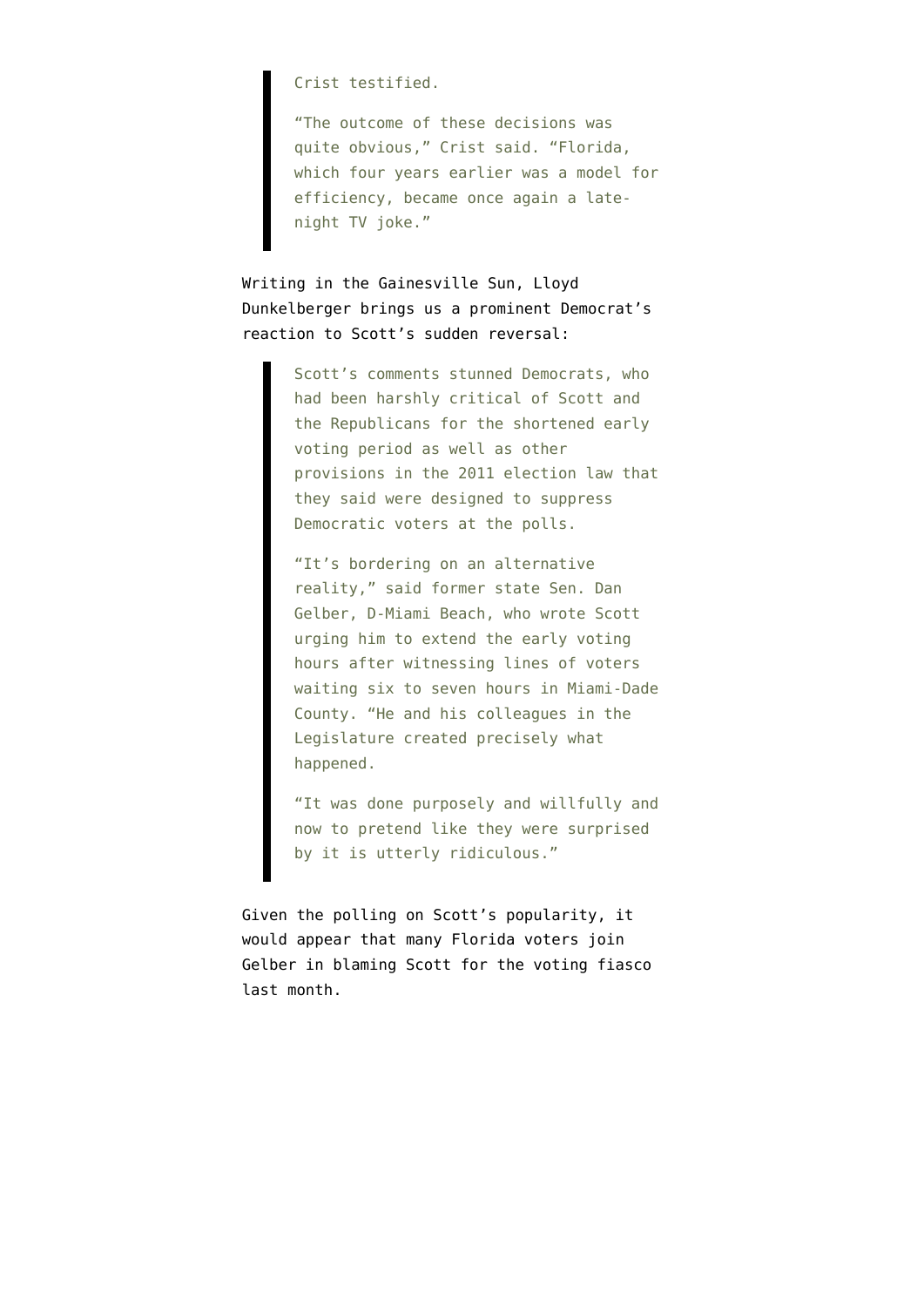> Crist testified.
>
> "The outcome of these decisions was quite obvious," Crist said. "Florida, which four years earlier was a model for efficiency, became once again a late-night TV joke."

Writing in the Gainesville Sun, Lloyd Dunkelberger brings us a prominent Democrat's reaction to Scott's sudden reversal:

> Scott's comments stunned Democrats, who had been harshly critical of Scott and the Republicans for the shortened early voting period as well as other provisions in the 2011 election law that they said were designed to suppress Democratic voters at the polls.
>
> "It's bordering on an alternative reality," said former state Sen. Dan Gelber, D-Miami Beach, who wrote Scott urging him to extend the early voting hours after witnessing lines of voters waiting six to seven hours in Miami-Dade County. "He and his colleagues in the Legislature created precisely what happened.
>
> "It was done purposely and willfully and now to pretend like they were surprised by it is utterly ridiculous."

Given the polling on Scott's popularity, it would appear that many Florida voters join Gelber in blaming Scott for the voting fiasco last month.